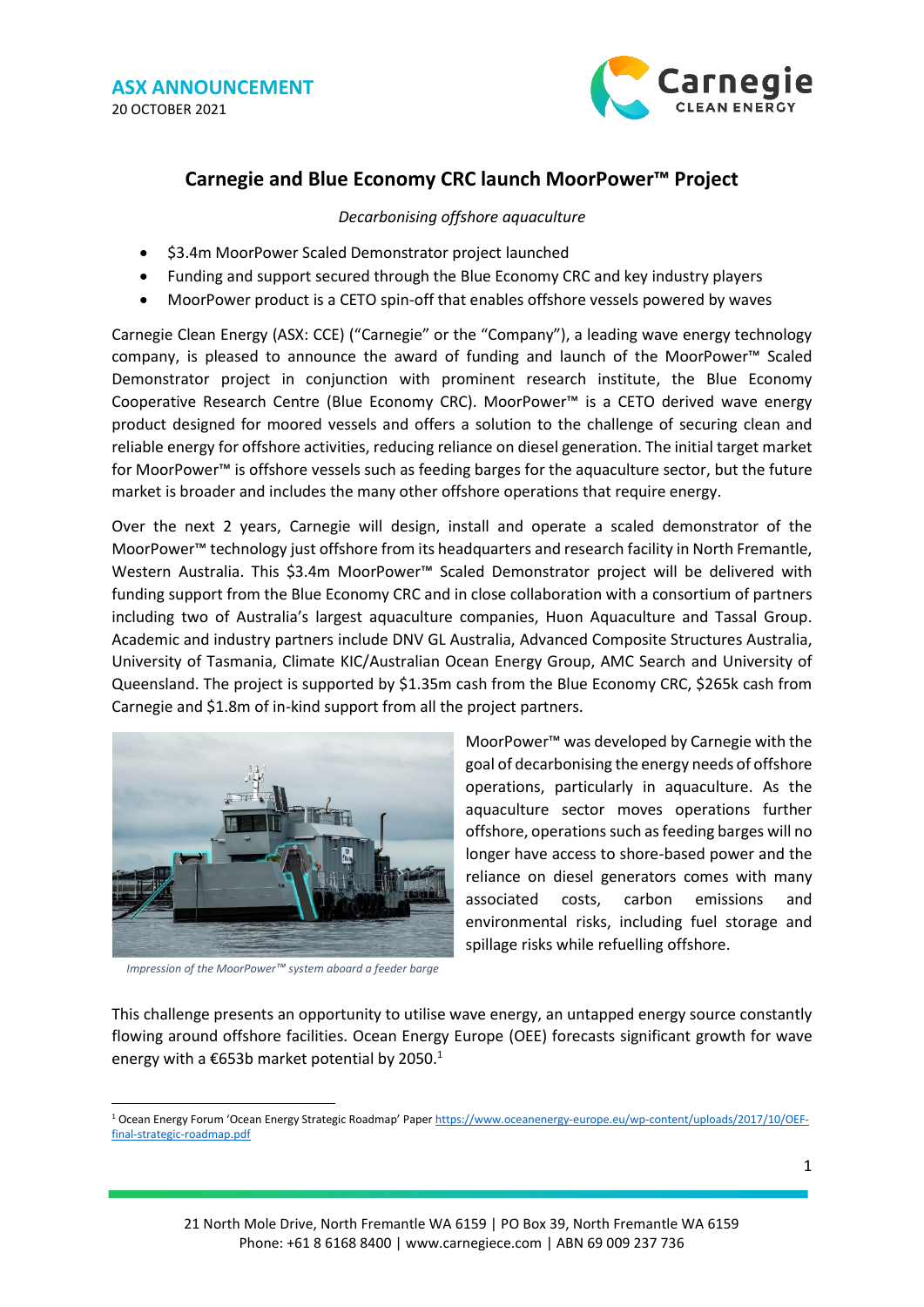**ASX ANNOUNCEMENT**
20 OCTOBER 2021

# Carnegie and Blue Economy CRC launch MoorPower™ Project

*Decarbonising offshore aquaculture*

- $3.4m MoorPower Scaled Demonstrator project launched
- Funding and support secured through the Blue Economy CRC and key industry players
- MoorPower product is a CETO spin-off that enables offshore vessels powered by waves

Carnegie Clean Energy (ASX: CCE) ("Carnegie" or the "Company"), a leading wave energy technology company, is pleased to announce the award of funding and launch of the MoorPower™ Scaled Demonstrator project in conjunction with prominent research institute, the Blue Economy Cooperative Research Centre (Blue Economy CRC). MoorPower™ is a CETO derived wave energy product designed for moored vessels and offers a solution to the challenge of securing clean and reliable energy for offshore activities, reducing reliance on diesel generation. The initial target market for MoorPower™ is offshore vessels such as feeding barges for the aquaculture sector, but the future market is broader and includes the many other offshore operations that require energy.

Over the next 2 years, Carnegie will design, install and operate a scaled demonstrator of the MoorPower™ technology just offshore from its headquarters and research facility in North Fremantle, Western Australia. This $3.4m MoorPower™ Scaled Demonstrator project will be delivered with funding support from the Blue Economy CRC and in close collaboration with a consortium of partners including two of Australia's largest aquaculture companies, Huon Aquaculture and Tassal Group. Academic and industry partners include DNV GL Australia, Advanced Composite Structures Australia, University of Tasmania, Climate KIC/Australian Ocean Energy Group, AMC Search and University of Queensland. The project is supported by $1.35m cash from the Blue Economy CRC, $265k cash from Carnegie and $1.8m of in-kind support from all the project partners.

*Impression of the MoorPower™ system aboard a feeder barge*

MoorPower™ was developed by Carnegie with the goal of decarbonising the energy needs of offshore operations, particularly in aquaculture. As the aquaculture sector moves operations further offshore, operations such as feeding barges will no longer have access to shore-based power and the reliance on diesel generators comes with many associated costs, carbon emissions and environmental risks, including fuel storage and spillage risks while refuelling offshore.

This challenge presents an opportunity to utilise wave energy, an untapped energy source constantly flowing around offshore facilities. Ocean Energy Europe (OEE) forecasts significant growth for wave energy with a €653b market potential by 2050.[1]

[1] Ocean Energy Forum 'Ocean Energy Strategic Roadmap' Paper https://www.oceanenergy-europe.eu/wp-content/uploads/2017/10/OEF-final-strategic-roadmap.pdf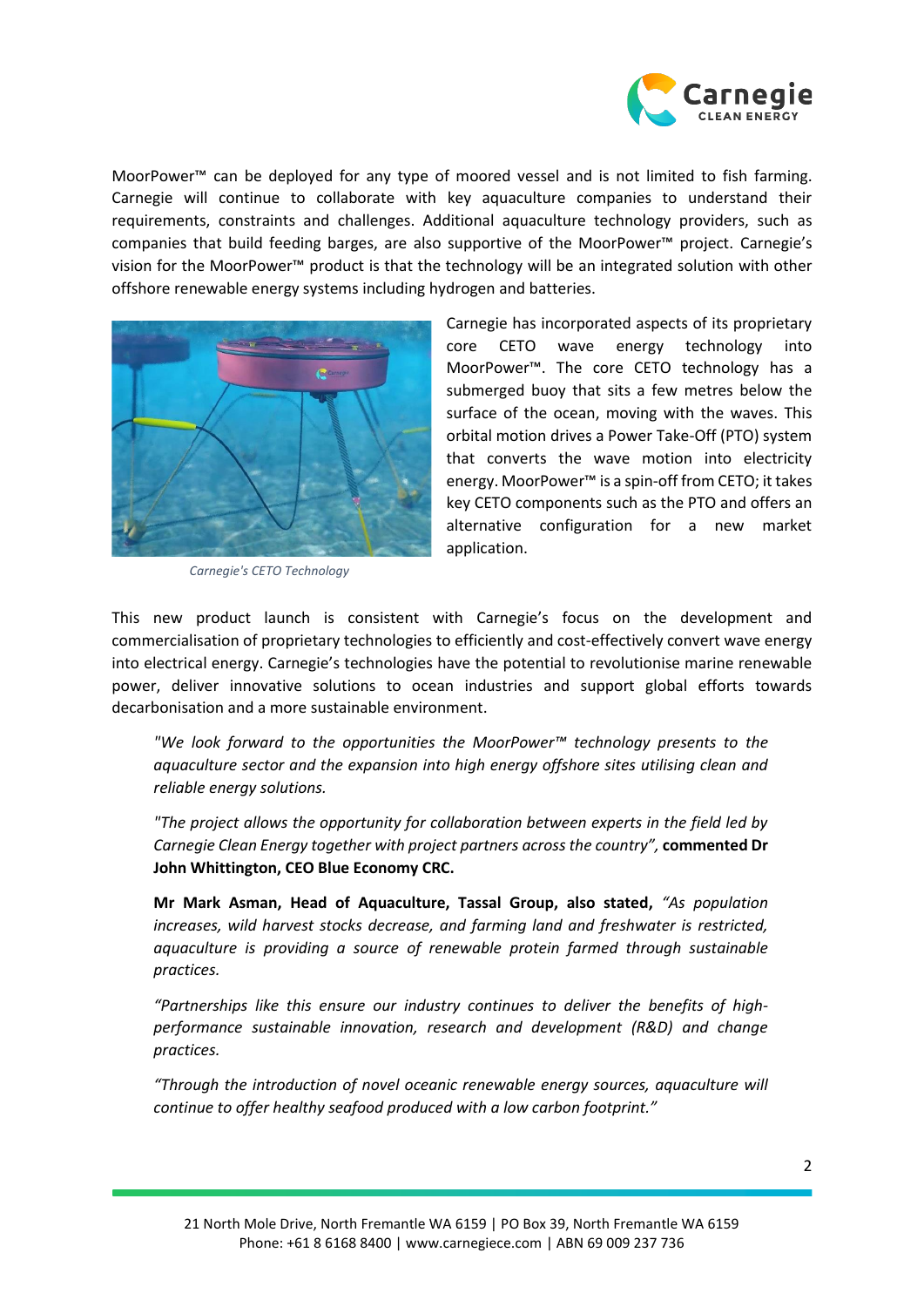MoorPower™ can be deployed for any type of moored vessel and is not limited to fish farming. Carnegie will continue to collaborate with key aquaculture companies to understand their requirements, constraints and challenges. Additional aquaculture technology providers, such as companies that build feeding barges, are also supportive of the MoorPower™ project. Carnegie's vision for the MoorPower™ product is that the technology will be an integrated solution with other offshore renewable energy systems including hydrogen and batteries.

Carnegie has incorporated aspects of its proprietary core CETO wave energy technology into MoorPower™. The core CETO technology has a submerged buoy that sits a few metres below the surface of the ocean, moving with the waves. This orbital motion drives a Power Take-Off (PTO) system that converts the wave motion into electricity energy. MoorPower™ is a spin-off from CETO; it takes key CETO components such as the PTO and offers an alternative configuration for a new market application.

*Carnegie's CETO Technology*

This new product launch is consistent with Carnegie's focus on the development and commercialisation of proprietary technologies to efficiently and cost-effectively convert wave energy into electrical energy. Carnegie's technologies have the potential to revolutionise marine renewable power, deliver innovative solutions to ocean industries and support global efforts towards decarbonisation and a more sustainable environment.

> *"We look forward to the opportunities the MoorPower™ technology presents to the aquaculture sector and the expansion into high energy offshore sites utilising clean and reliable energy solutions.*
>
> *"The project allows the opportunity for collaboration between experts in the field led by Carnegie Clean Energy together with project partners across the country"*, **commented Dr John Whittington, CEO Blue Economy CRC.**
>
> **Mr Mark Asman, Head of Aquaculture, Tassal Group, also stated,** *"As population increases, wild harvest stocks decrease, and farming land and freshwater is restricted, aquaculture is providing a source of renewable protein farmed through sustainable practices.*
>
> *"Partnerships like this ensure our industry continues to deliver the benefits of high-performance sustainable innovation, research and development (R&D) and change practices.*
>
> *"Through the introduction of novel oceanic renewable energy sources, aquaculture will continue to offer healthy seafood produced with a low carbon footprint."*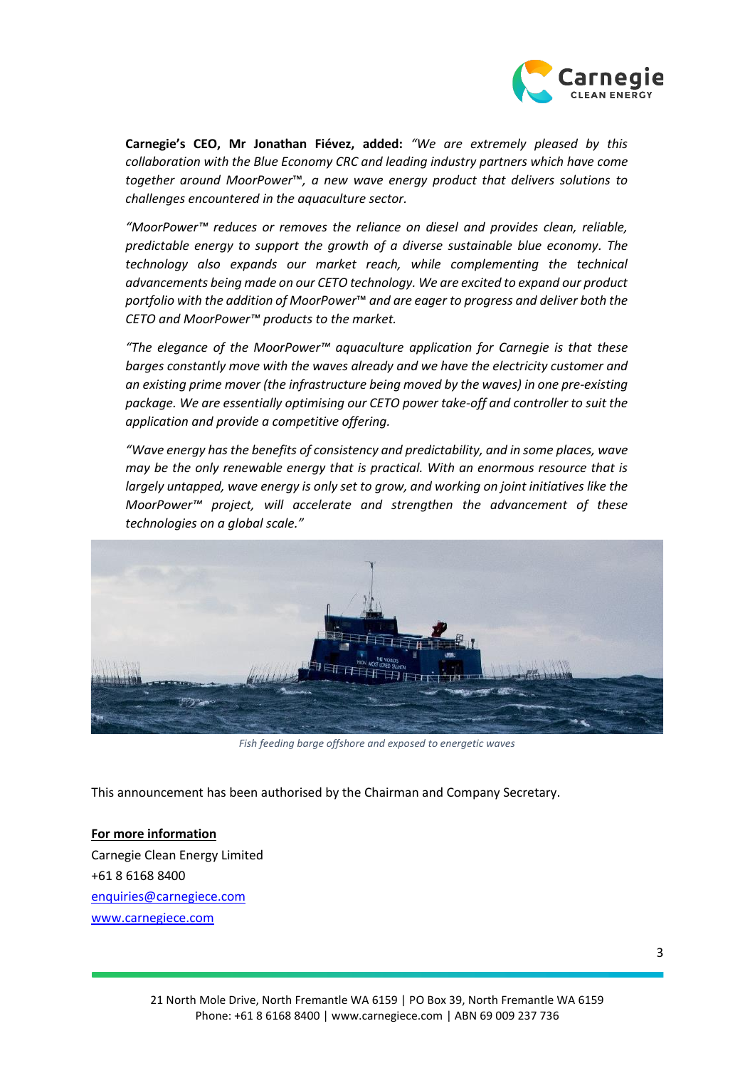**Carnegie's CEO, Mr Jonathan Fiévez, added:** *"We are extremely pleased by this collaboration with the Blue Economy CRC and leading industry partners which have come together around MoorPower™, a new wave energy product that delivers solutions to challenges encountered in the aquaculture sector.*

*"MoorPower™ reduces or removes the reliance on diesel and provides clean, reliable, predictable energy to support the growth of a diverse sustainable blue economy. The technology also expands our market reach, while complementing the technical advancements being made on our CETO technology. We are excited to expand our product portfolio with the addition of MoorPower™ and are eager to progress and deliver both the CETO and MoorPower™ products to the market.*

*"The elegance of the MoorPower™ aquaculture application for Carnegie is that these barges constantly move with the waves already and we have the electricity customer and an existing prime mover (the infrastructure being moved by the waves) in one pre-existing package. We are essentially optimising our CETO power take-off and controller to suit the application and provide a competitive offering.*

*"Wave energy has the benefits of consistency and predictability, and in some places, wave may be the only renewable energy that is practical. With an enormous resource that is largely untapped, wave energy is only set to grow, and working on joint initiatives like the MoorPower™ project, will accelerate and strengthen the advancement of these technologies on a global scale."*

*Fish feeding barge offshore and exposed to energetic waves*

This announcement has been authorised by the Chairman and Company Secretary.

**For more information**

Carnegie Clean Energy Limited
+61 8 6168 8400
enquiries@carnegiece.com
www.carnegiece.com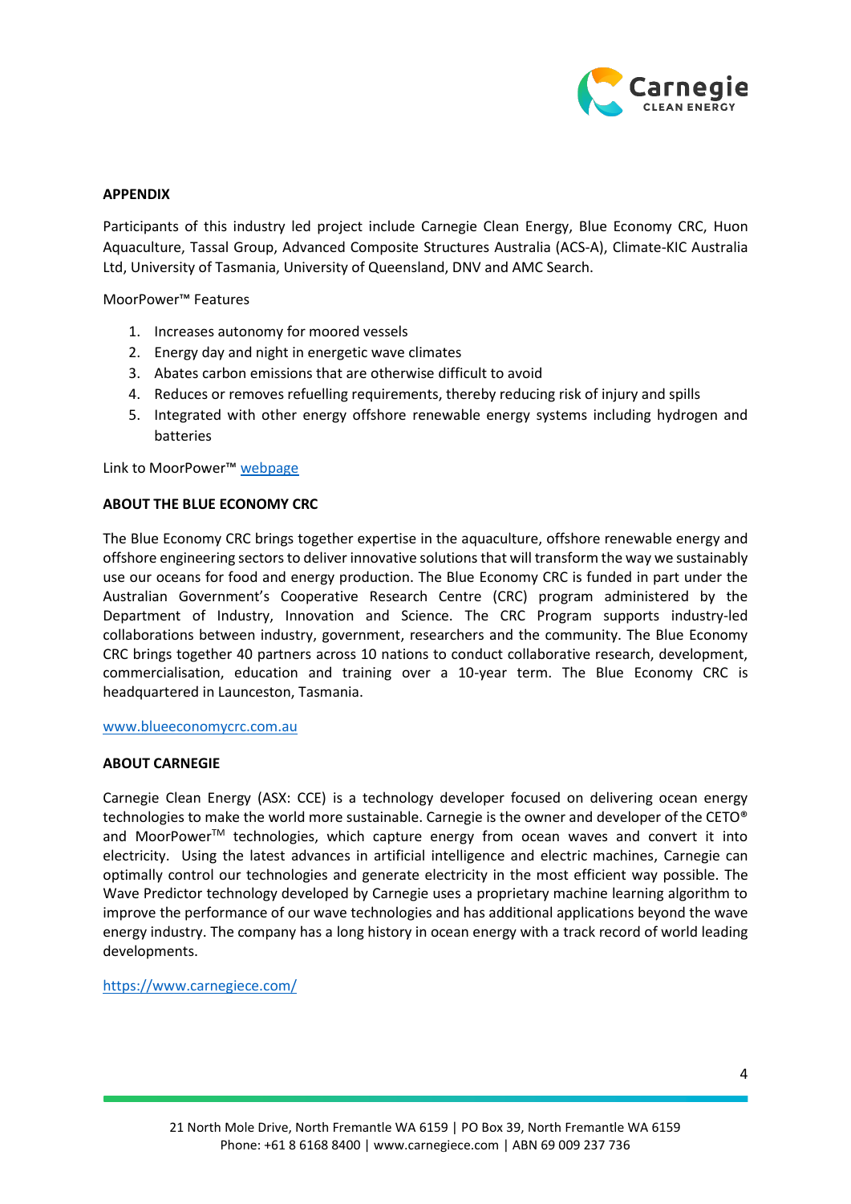**APPENDIX**

Participants of this industry led project include Carnegie Clean Energy, Blue Economy CRC, Huon Aquaculture, Tassal Group, Advanced Composite Structures Australia (ACS-A), Climate-KIC Australia Ltd, University of Tasmania, University of Queensland, DNV and AMC Search.

MoorPower™ Features

1. Increases autonomy for moored vessels
2. Energy day and night in energetic wave climates
3. Abates carbon emissions that are otherwise difficult to avoid
4. Reduces or removes refuelling requirements, thereby reducing risk of injury and spills
5. Integrated with other energy offshore renewable energy systems including hydrogen and batteries

Link to MoorPower™ webpage

**ABOUT THE BLUE ECONOMY CRC**

The Blue Economy CRC brings together expertise in the aquaculture, offshore renewable energy and offshore engineering sectors to deliver innovative solutions that will transform the way we sustainably use our oceans for food and energy production. The Blue Economy CRC is funded in part under the Australian Government's Cooperative Research Centre (CRC) program administered by the Department of Industry, Innovation and Science. The CRC Program supports industry-led collaborations between industry, government, researchers and the community. The Blue Economy CRC brings together 40 partners across 10 nations to conduct collaborative research, development, commercialisation, education and training over a 10-year term. The Blue Economy CRC is headquartered in Launceston, Tasmania.

www.blueeconomycrc.com.au

**ABOUT CARNEGIE**

Carnegie Clean Energy (ASX: CCE) is a technology developer focused on delivering ocean energy technologies to make the world more sustainable. Carnegie is the owner and developer of the CETO® and MoorPower™ technologies, which capture energy from ocean waves and convert it into electricity. Using the latest advances in artificial intelligence and electric machines, Carnegie can optimally control our technologies and generate electricity in the most efficient way possible. The Wave Predictor technology developed by Carnegie uses a proprietary machine learning algorithm to improve the performance of our wave technologies and has additional applications beyond the wave energy industry. The company has a long history in ocean energy with a track record of world leading developments.

https://www.carnegiece.com/

21 North Mole Drive, North Fremantle WA 6159 | PO Box 39, North Fremantle WA 6159
Phone: +61 8 6168 8400 | www.carnegiece.com | ABN 69 009 237 736